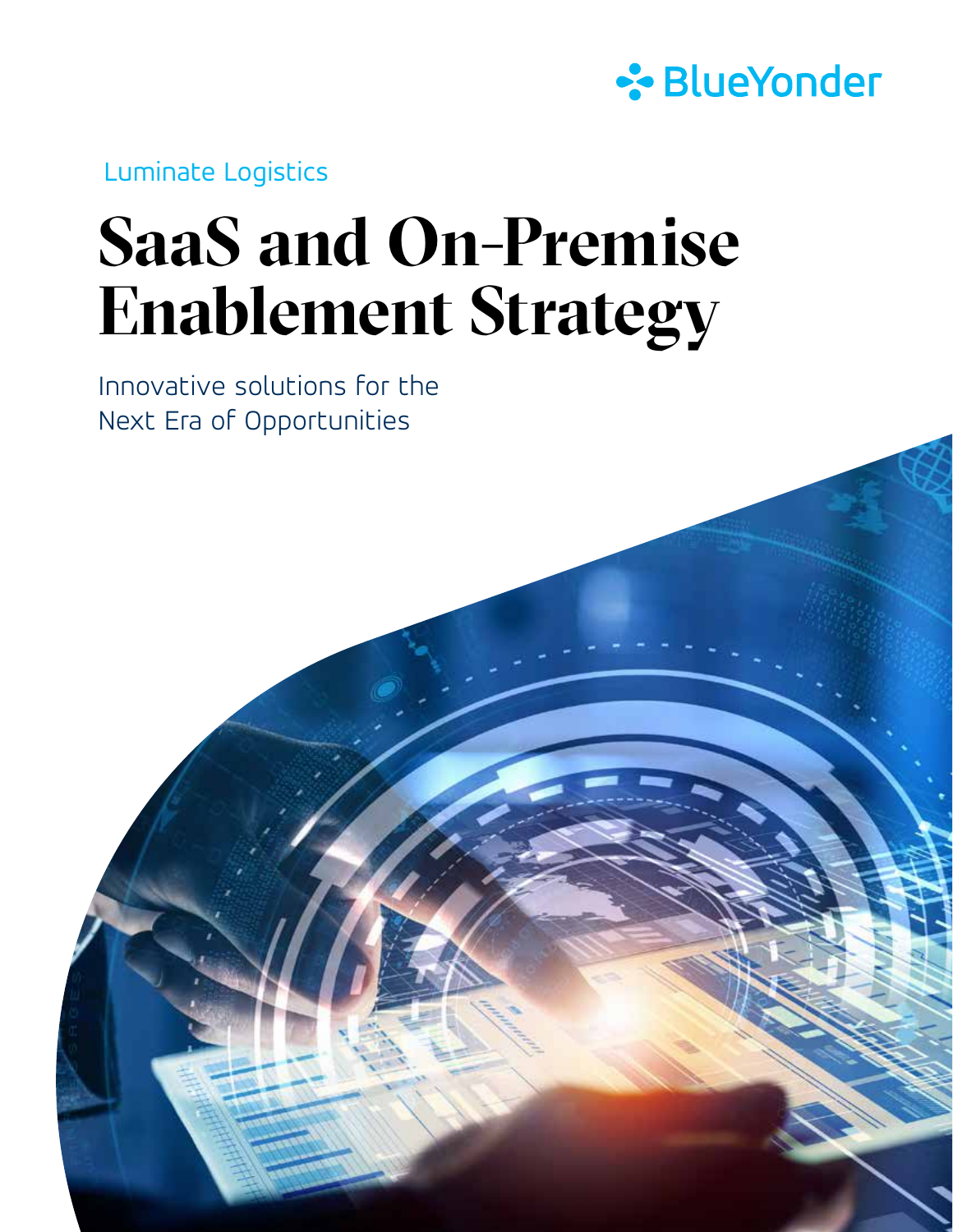BlueYonder

Luminate Logistics

# SaaS and On-Premise Enablement Strategy

Innovative solutions for the Next Era of Opportunities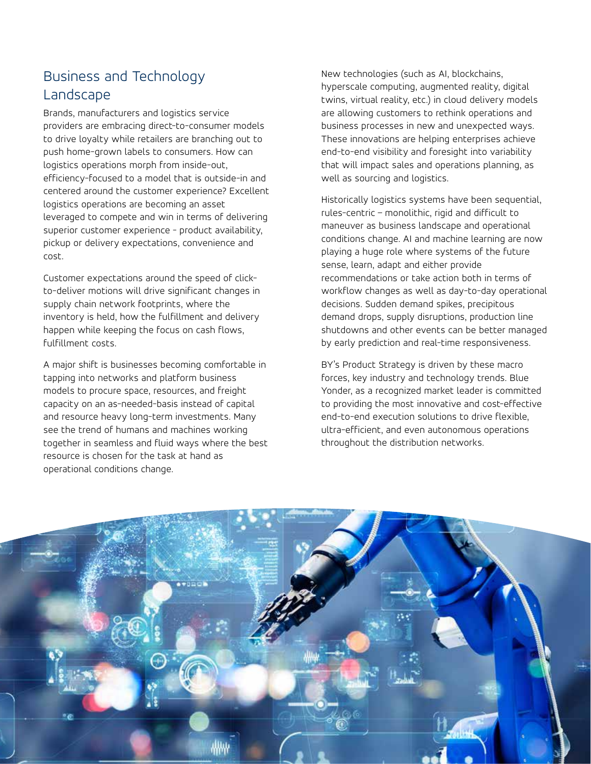## Business and Technology Landscape

Brands, manufacturers and logistics service providers are embracing direct-to-consumer models to drive loyalty while retailers are branching out to push home-grown labels to consumers. How can logistics operations morph from inside-out, efficiency-focused to a model that is outside-in and centered around the customer experience? Excellent logistics operations are becoming an asset leveraged to compete and win in terms of delivering superior customer experience - product availability, pickup or delivery expectations, convenience and cost.

Customer expectations around the speed of click-to-deliver motions will drive significant changes in supply chain network footprints, where the inventory is held, how the fulfillment and delivery happen while keeping the focus on cash flows, fulfillment costs.

A major shift is businesses becoming comfortable in tapping into networks and platform business models to procure space, resources, and freight capacity on an as-needed-basis instead of capital and resource heavy long-term investments. Many see the trend of humans and machines working together in seamless and fluid ways where the best resource is chosen for the task at hand as operational conditions change.

New technologies (such as AI, blockchains, hyperscale computing, augmented reality, digital twins, virtual reality, etc.) in cloud delivery models are allowing customers to rethink operations and business processes in new and unexpected ways. These innovations are helping enterprises achieve end-to-end visibility and foresight into variability that will impact sales and operations planning, as well as sourcing and logistics.

Historically logistics systems have been sequential, rules-centric – monolithic, rigid and difficult to maneuver as business landscape and operational conditions change. AI and machine learning are now playing a huge role where systems of the future sense, learn, adapt and either provide recommendations or take action both in terms of workflow changes as well as day-to-day operational decisions. Sudden demand spikes, precipitous demand drops, supply disruptions, production line shutdowns and other events can be better managed by early prediction and real-time responsiveness.

BY's Product Strategy is driven by these macro forces, key industry and technology trends. Blue Yonder, as a recognized market leader is committed to providing the most innovative and cost-effective end-to-end execution solutions to drive flexible, ultra-efficient, and even autonomous operations throughout the distribution networks.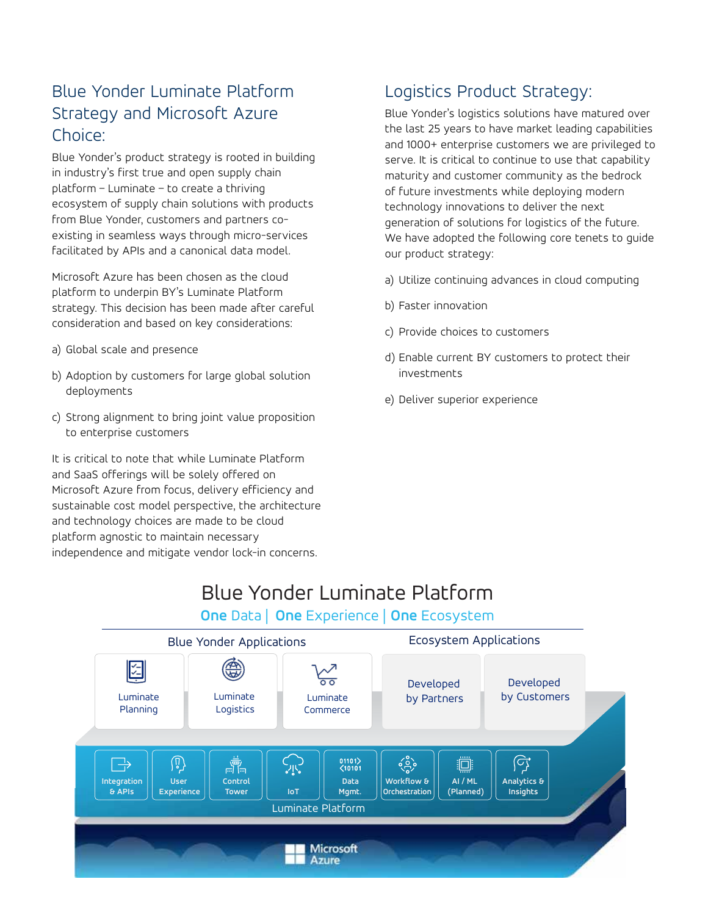## Blue Yonder Luminate Platform Strategy and Microsoft Azure Choice:

Blue Yonder's product strategy is rooted in building in industry's first true and open supply chain platform – Luminate – to create a thriving ecosystem of supply chain solutions with products from Blue Yonder, customers and partners co-existing in seamless ways through micro-services facilitated by APIs and a canonical data model.

Microsoft Azure has been chosen as the cloud platform to underpin BY's Luminate Platform strategy. This decision has been made after careful consideration and based on key considerations:

a) Global scale and presence

b) Adoption by customers for large global solution deployments

c) Strong alignment to bring joint value proposition to enterprise customers

It is critical to note that while Luminate Platform and SaaS offerings will be solely offered on Microsoft Azure from focus, delivery efficiency and sustainable cost model perspective, the architecture and technology choices are made to be cloud platform agnostic to maintain necessary independence and mitigate vendor lock-in concerns.

## Logistics Product Strategy:

Blue Yonder's logistics solutions have matured over the last 25 years to have market leading capabilities and 1000+ enterprise customers we are privileged to serve. It is critical to continue to use that capability maturity and customer community as the bedrock of future investments while deploying modern technology innovations to deliver the next generation of solutions for logistics of the future. We have adopted the following core tenets to guide our product strategy:

a) Utilize continuing advances in cloud computing

b) Faster innovation

c) Provide choices to customers

d) Enable current BY customers to protect their investments

e) Deliver superior experience

## Blue Yonder Luminate Platform

**One** Data | **One** Experience | **One** Ecosystem

Blue Yonder Applications: Luminate Planning, Luminate Logistics, Luminate Commerce

Ecosystem Applications: Developed by Partners, Developed by Customers

Luminate Platform: Integration & APIs, User Experience, Control Tower, IoT, Data Mgmt., Workflow & Orchestration, AI / ML (Planned), Analytics & Insights

Microsoft Azure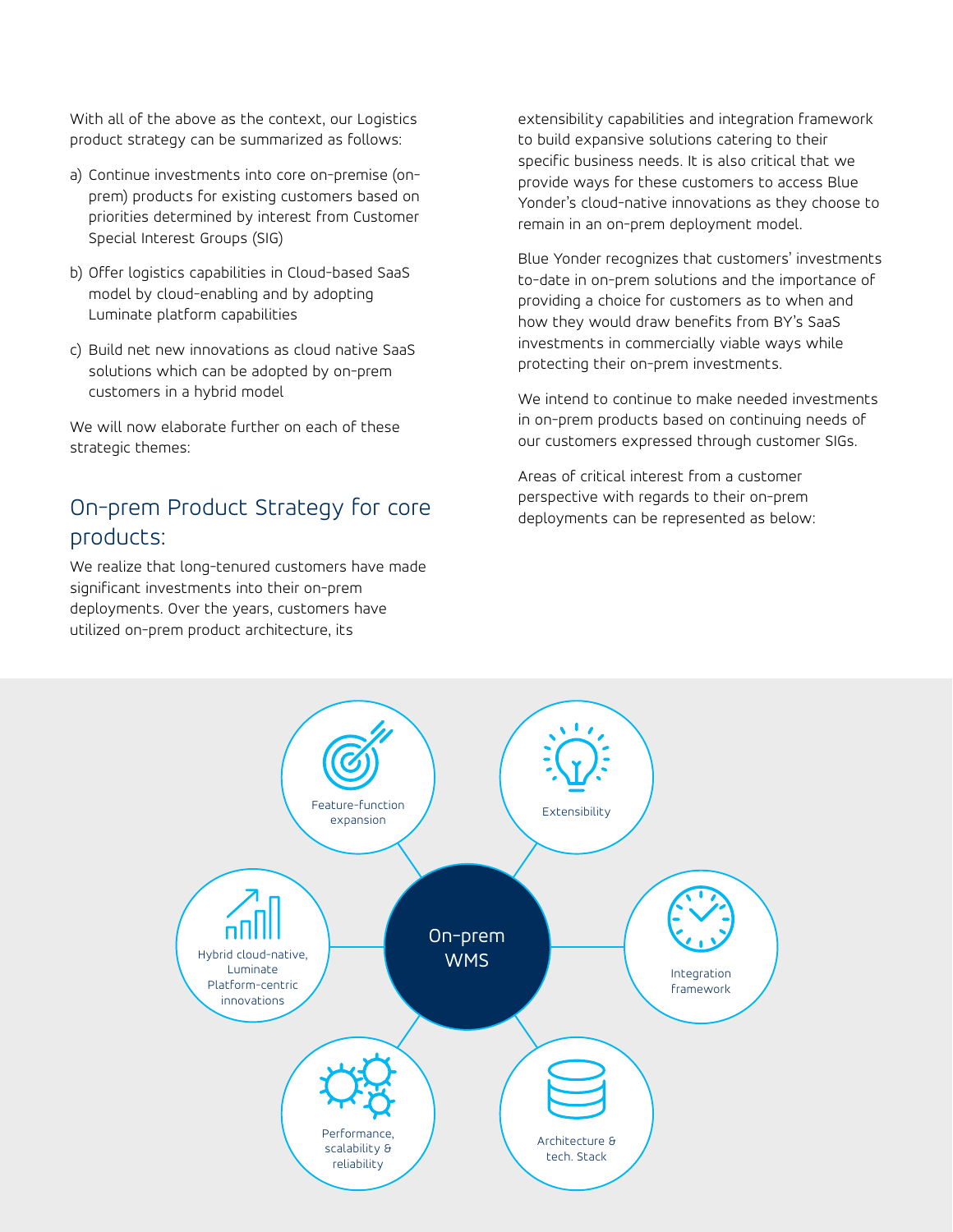With all of the above as the context, our Logistics product strategy can be summarized as follows:

a) Continue investments into core on-premise (on-prem) products for existing customers based on priorities determined by interest from Customer Special Interest Groups (SIG)

b) Offer logistics capabilities in Cloud-based SaaS model by cloud-enabling and by adopting Luminate platform capabilities

c) Build net new innovations as cloud native SaaS solutions which can be adopted by on-prem customers in a hybrid model

We will now elaborate further on each of these strategic themes:

## On-prem Product Strategy for core products:

We realize that long-tenured customers have made significant investments into their on-prem deployments. Over the years, customers have utilized on-prem product architecture, its extensibility capabilities and integration framework to build expansive solutions catering to their specific business needs. It is also critical that we provide ways for these customers to access Blue Yonder's cloud-native innovations as they choose to remain in an on-prem deployment model.

Blue Yonder recognizes that customers' investments to-date in on-prem solutions and the importance of providing a choice for customers as to when and how they would draw benefits from BY's SaaS investments in commercially viable ways while protecting their on-prem investments.

We intend to continue to make needed investments in on-prem products based on continuing needs of our customers expressed through customer SIGs.

Areas of critical interest from a customer perspective with regards to their on-prem deployments can be represented as below:

On-prem WMS

- Feature-function expansion
- Extensibility
- Integration framework
- Architecture & tech. Stack
- Performance, scalability & reliability
- Hybrid cloud-native, Luminate Platform-centric innovations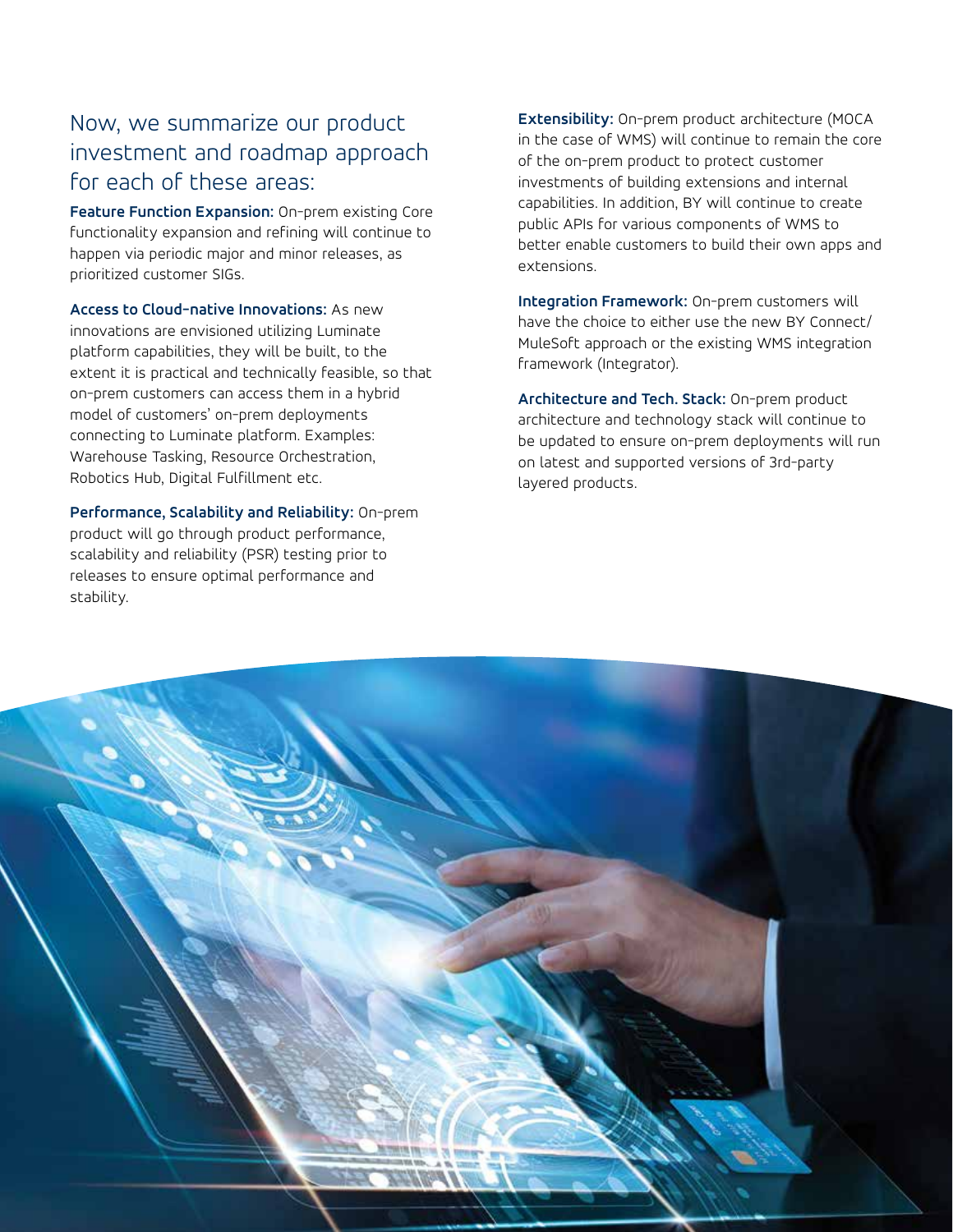## Now, we summarize our product investment and roadmap approach for each of these areas:

**Feature Function Expansion:** On-prem existing Core functionality expansion and refining will continue to happen via periodic major and minor releases, as prioritized customer SIGs.

**Access to Cloud-native Innovations:** As new innovations are envisioned utilizing Luminate platform capabilities, they will be built, to the extent it is practical and technically feasible, so that on-prem customers can access them in a hybrid model of customers' on-prem deployments connecting to Luminate platform. Examples: Warehouse Tasking, Resource Orchestration, Robotics Hub, Digital Fulfillment etc.

**Performance, Scalability and Reliability:** On-prem product will go through product performance, scalability and reliability (PSR) testing prior to releases to ensure optimal performance and stability.

**Extensibility:** On-prem product architecture (MOCA in the case of WMS) will continue to remain the core of the on-prem product to protect customer investments of building extensions and internal capabilities. In addition, BY will continue to create public APIs for various components of WMS to better enable customers to build their own apps and extensions.

**Integration Framework:** On-prem customers will have the choice to either use the new BY Connect/MuleSoft approach or the existing WMS integration framework (Integrator).

**Architecture and Tech. Stack:** On-prem product architecture and technology stack will continue to be updated to ensure on-prem deployments will run on latest and supported versions of 3rd-party layered products.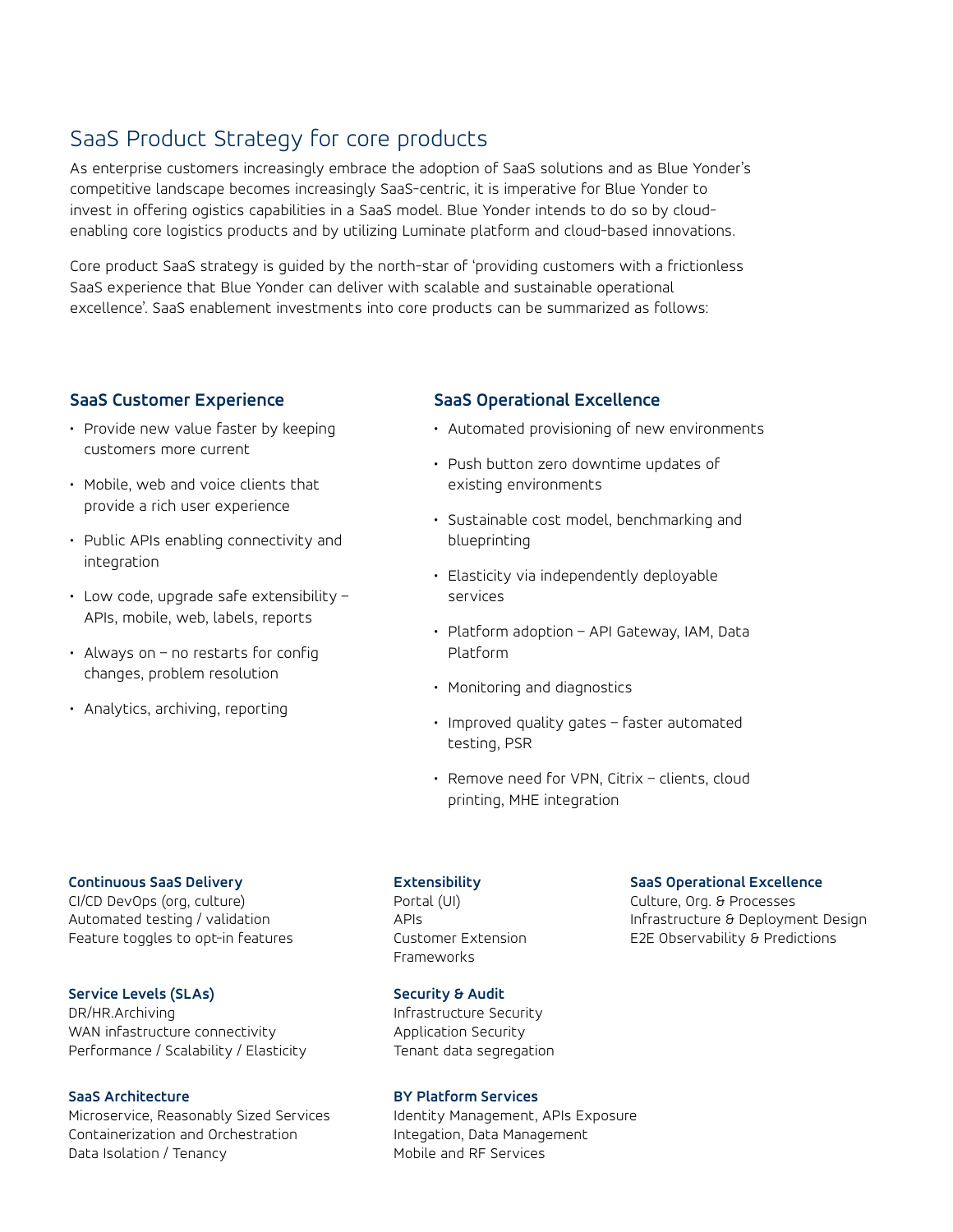## SaaS Product Strategy for core products

As enterprise customers increasingly embrace the adoption of SaaS solutions and as Blue Yonder's competitive landscape becomes increasingly SaaS-centric, it is imperative for Blue Yonder to invest in offering ogistics capabilities in a SaaS model. Blue Yonder intends to do so by cloud-enabling core logistics products and by utilizing Luminate platform and cloud-based innovations.

Core product SaaS strategy is guided by the north-star of 'providing customers with a frictionless SaaS experience that Blue Yonder can deliver with scalable and sustainable operational excellence'. SaaS enablement investments into core products can be summarized as follows:

### SaaS Customer Experience

- Provide new value faster by keeping customers more current
- Mobile, web and voice clients that provide a rich user experience
- Public APIs enabling connectivity and integration
- Low code, upgrade safe extensibility – APIs, mobile, web, labels, reports
- Always on – no restarts for config changes, problem resolution
- Analytics, archiving, reporting

### SaaS Operational Excellence

- Automated provisioning of new environments
- Push button zero downtime updates of existing environments
- Sustainable cost model, benchmarking and blueprinting
- Elasticity via independently deployable services
- Platform adoption – API Gateway, IAM, Data Platform
- Monitoring and diagnostics
- Improved quality gates – faster automated testing, PSR
- Remove need for VPN, Citrix – clients, cloud printing, MHE integration

**Continuous SaaS Delivery**
CI/CD DevOps (org, culture)
Automated testing / validation
Feature toggles to opt-in features

**Service Levels (SLAs)**
DR/HR.Archiving
WAN infastructure connectivity
Performance / Scalability / Elasticity

**SaaS Architecture**
Microservice, Reasonably Sized Services
Containerization and Orchestration
Data Isolation / Tenancy

**Extensibility**
Portal (UI)
APIs
Customer Extension
Frameworks

**Security & Audit**
Infrastructure Security
Application Security
Tenant data segregation

**BY Platform Services**
Identity Management, APIs Exposure
Integation, Data Management
Mobile and RF Services

**SaaS Operational Excellence**
Culture, Org. & Processes
Infrastructure & Deployment Design
E2E Observability & Predictions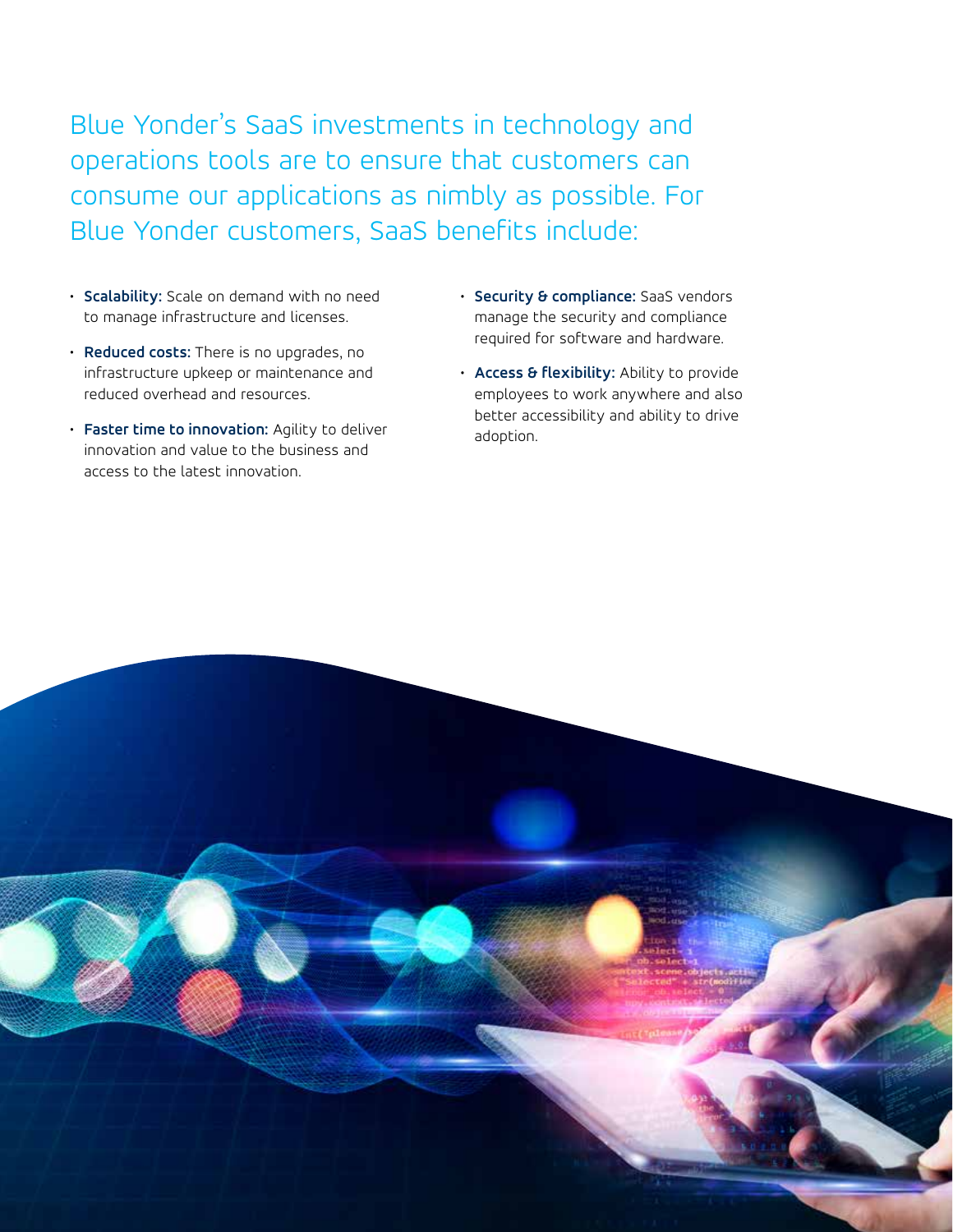Blue Yonder's SaaS investments in technology and operations tools are to ensure that customers can consume our applications as nimbly as possible. For Blue Yonder customers, SaaS benefits include:

- **Scalability:** Scale on demand with no need to manage infrastructure and licenses.
- **Reduced costs:** There is no upgrades, no infrastructure upkeep or maintenance and reduced overhead and resources.
- **Faster time to innovation:** Agility to deliver innovation and value to the business and access to the latest innovation.
- **Security & compliance:** SaaS vendors manage the security and compliance required for software and hardware.
- **Access & flexibility:** Ability to provide employees to work anywhere and also better accessibility and ability to drive adoption.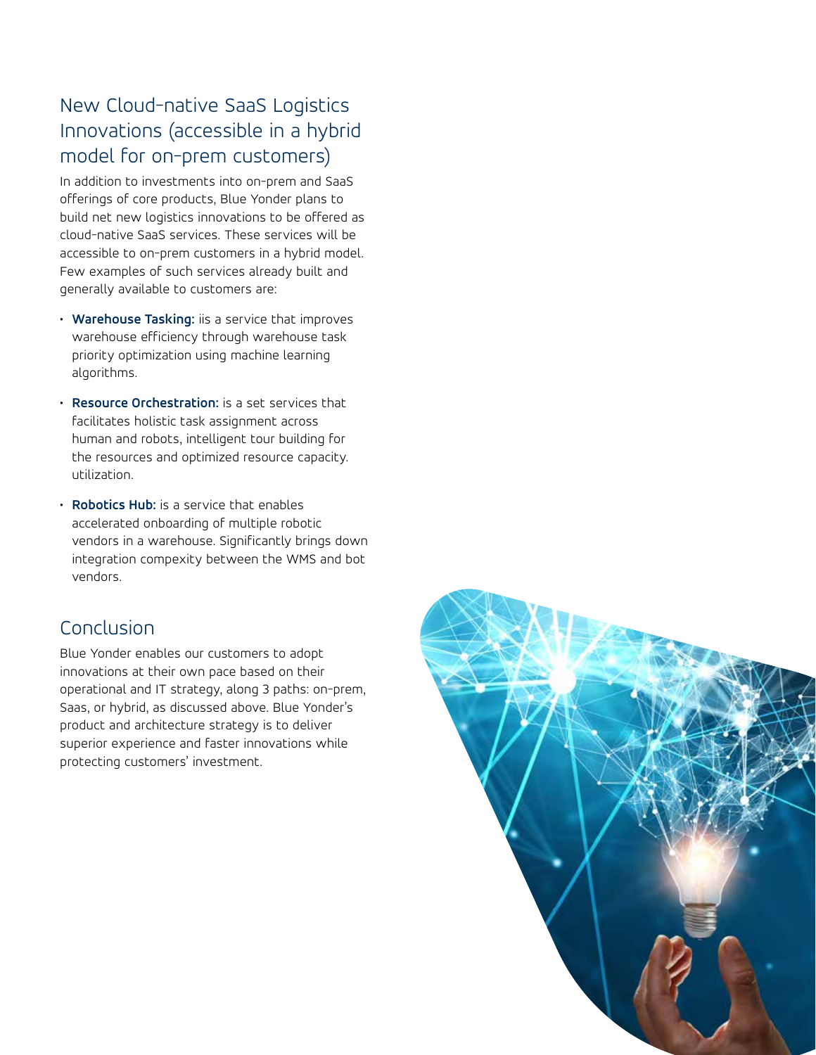## New Cloud-native SaaS Logistics Innovations (accessible in a hybrid model for on-prem customers)

In addition to investments into on-prem and SaaS offerings of core products, Blue Yonder plans to build net new logistics innovations to be offered as cloud-native SaaS services. These services will be accessible to on-prem customers in a hybrid model. Few examples of such services already built and generally available to customers are:

- **Warehouse Tasking:** iis a service that improves warehouse efficiency through warehouse task priority optimization using machine learning algorithms.
- **Resource Orchestration:** is a set services that facilitates holistic task assignment across human and robots, intelligent tour building for the resources and optimized resource capacity. utilization.
- **Robotics Hub:** is a service that enables accelerated onboarding of multiple robotic vendors in a warehouse. Significantly brings down integration compexity between the WMS and bot vendors.

## Conclusion

Blue Yonder enables our customers to adopt innovations at their own pace based on their operational and IT strategy, along 3 paths: on-prem, Saas, or hybrid, as discussed above. Blue Yonder's product and architecture strategy is to deliver superior experience and faster innovations while protecting customers' investment.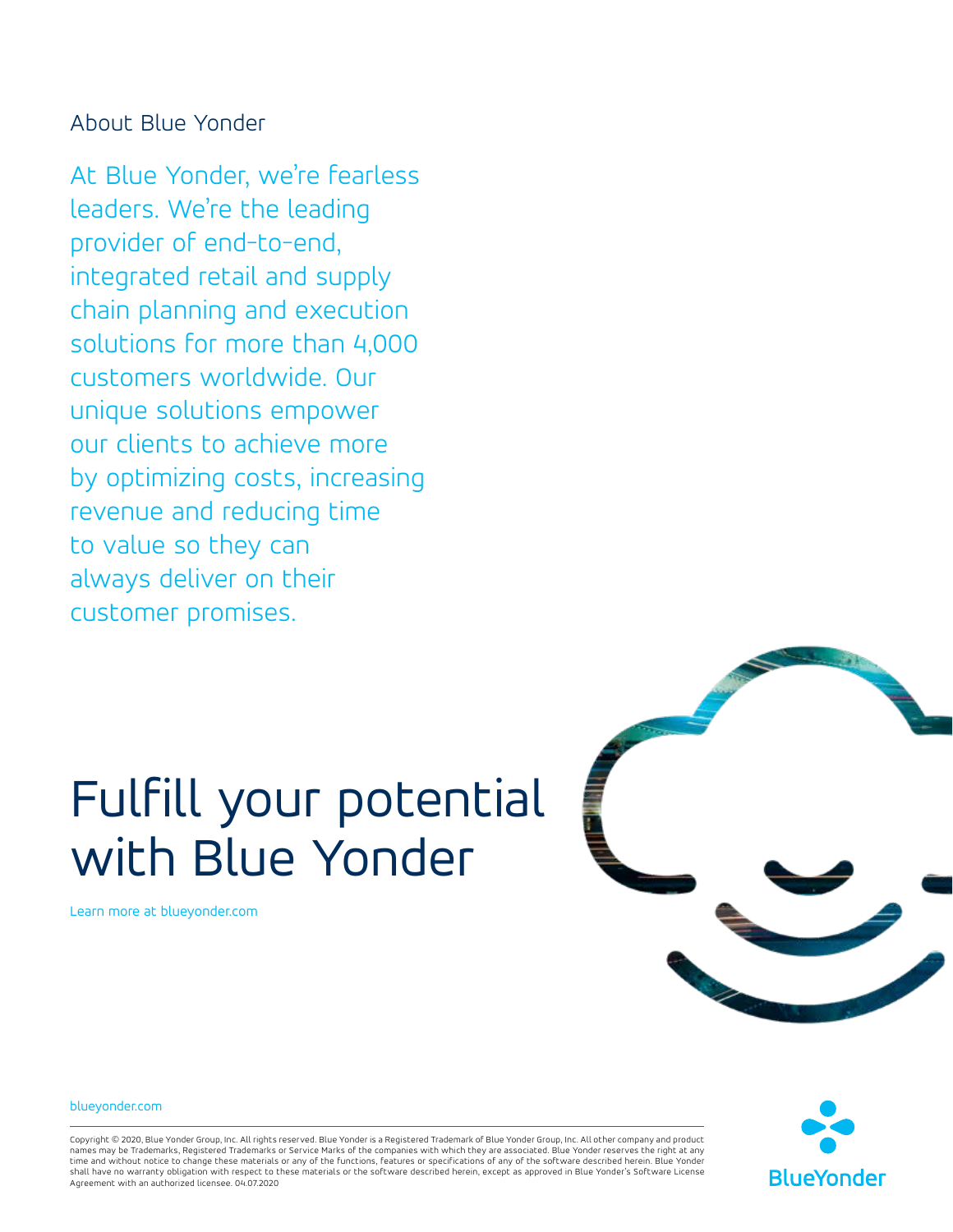## About Blue Yonder

At Blue Yonder, we're fearless leaders. We're the leading provider of end-to-end, integrated retail and supply chain planning and execution solutions for more than 4,000 customers worldwide. Our unique solutions empower our clients to achieve more by optimizing costs, increasing revenue and reducing time to value so they can always deliver on their customer promises.

# Fulfill your potential with Blue Yonder

Learn more at blueyonder.com

blueyonder.com

Copyright © 2020, Blue Yonder Group, Inc. All rights reserved. Blue Yonder is a Registered Trademark of Blue Yonder Group, Inc. All other company and product names may be Trademarks, Registered Trademarks or Service Marks of the companies with which they are associated. Blue Yonder reserves the right at any time and without notice to change these materials or any of the functions, features or specifications of any of the software described herein. Blue Yonder shall have no warranty obligation with respect to these materials or the software described herein, except as approved in Blue Yonder's Software License Agreement with an authorized licensee. 04.07.2020

BlueYonder